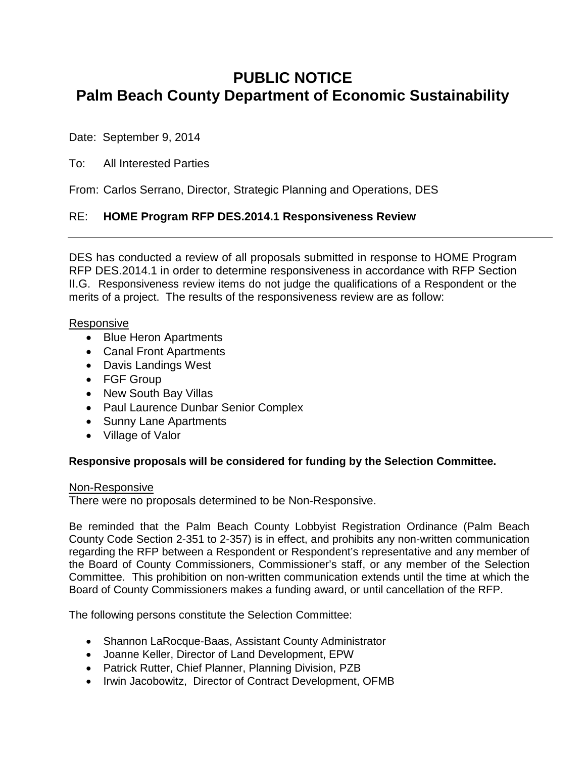# PUBLIC NOTICE
# Palm Beach County Department of Economic Sustainability

Date: September 9, 2014

To: All Interested Parties

From: Carlos Serrano, Director, Strategic Planning and Operations, DES

RE: **HOME Program RFP DES.2014.1 Responsiveness Review**

---

DES has conducted a review of all proposals submitted in response to HOME Program RFP DES.2014.1 in order to determine responsiveness in accordance with RFP Section II.G. Responsiveness review items do not judge the qualifications of a Respondent or the merits of a project. The results of the responsiveness review are as follow:

Responsive

- Blue Heron Apartments
- Canal Front Apartments
- Davis Landings West
- FGF Group
- New South Bay Villas
- Paul Laurence Dunbar Senior Complex
- Sunny Lane Apartments
- Village of Valor

**Responsive proposals will be considered for funding by the Selection Committee.**

Non-Responsive

There were no proposals determined to be Non-Responsive.

Be reminded that the Palm Beach County Lobbyist Registration Ordinance (Palm Beach County Code Section 2-351 to 2-357) is in effect, and prohibits any non-written communication regarding the RFP between a Respondent or Respondent's representative and any member of the Board of County Commissioners, Commissioner's staff, or any member of the Selection Committee. This prohibition on non-written communication extends until the time at which the Board of County Commissioners makes a funding award, or until cancellation of the RFP.

The following persons constitute the Selection Committee:

- Shannon LaRocque-Baas, Assistant County Administrator
- Joanne Keller, Director of Land Development, EPW
- Patrick Rutter, Chief Planner, Planning Division, PZB
- Irwin Jacobowitz, Director of Contract Development, OFMB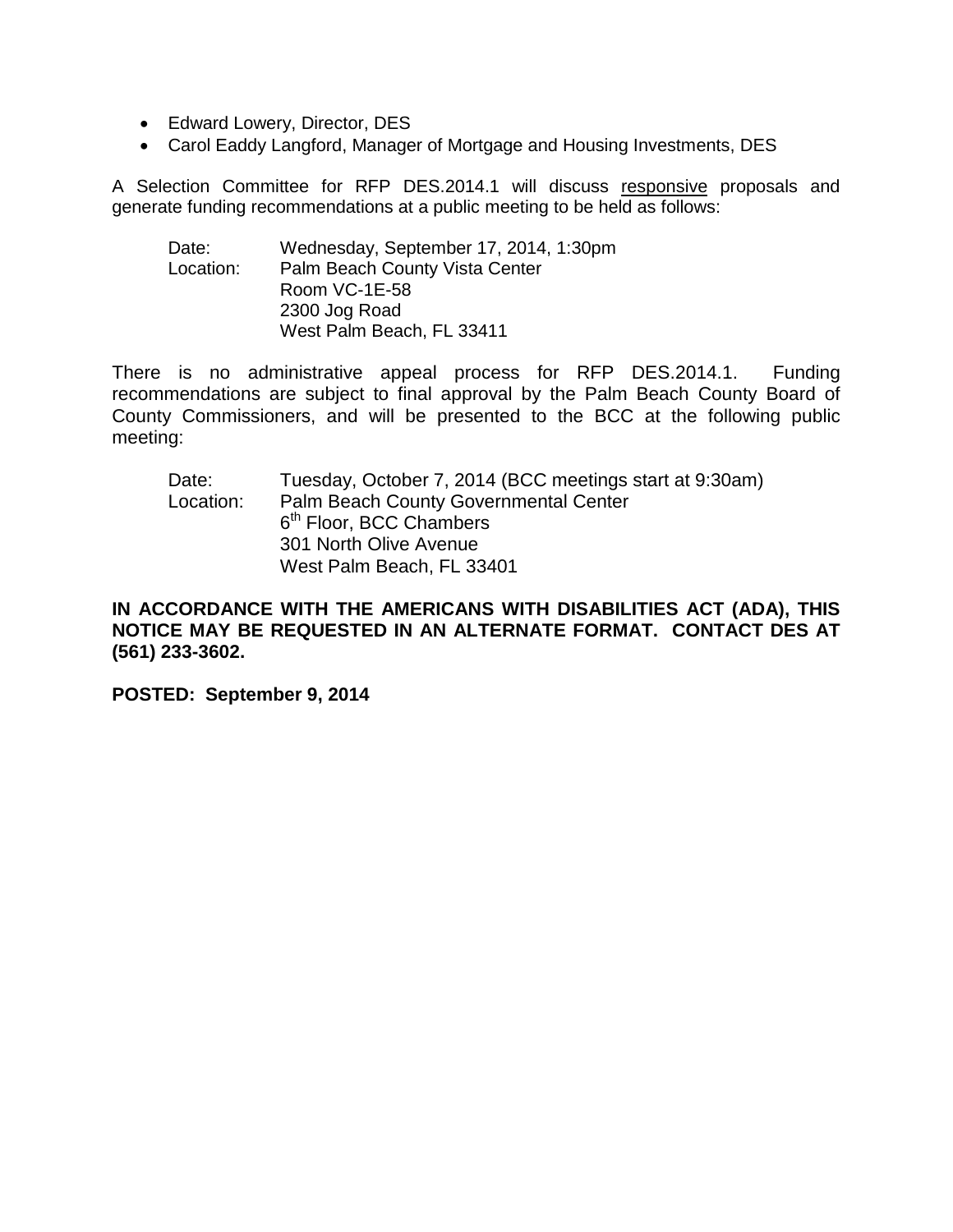- Edward Lowery, Director, DES
- Carol Eaddy Langford, Manager of Mortgage and Housing Investments, DES

A Selection Committee for RFP DES.2014.1 will discuss <u>responsive</u> proposals and generate funding recommendations at a public meeting to be held as follows:

Date: Wednesday, September 17, 2014, 1:30pm
Location: Palm Beach County Vista Center
Room VC-1E-58
2300 Jog Road
West Palm Beach, FL 33411

There is no administrative appeal process for RFP DES.2014.1. Funding recommendations are subject to final approval by the Palm Beach County Board of County Commissioners, and will be presented to the BCC at the following public meeting:

Date: Tuesday, October 7, 2014 (BCC meetings start at 9:30am)
Location: Palm Beach County Governmental Center
6th Floor, BCC Chambers
301 North Olive Avenue
West Palm Beach, FL 33401

**IN ACCORDANCE WITH THE AMERICANS WITH DISABILITIES ACT (ADA), THIS NOTICE MAY BE REQUESTED IN AN ALTERNATE FORMAT. CONTACT DES AT (561) 233-3602.**

**POSTED: September 9, 2014**